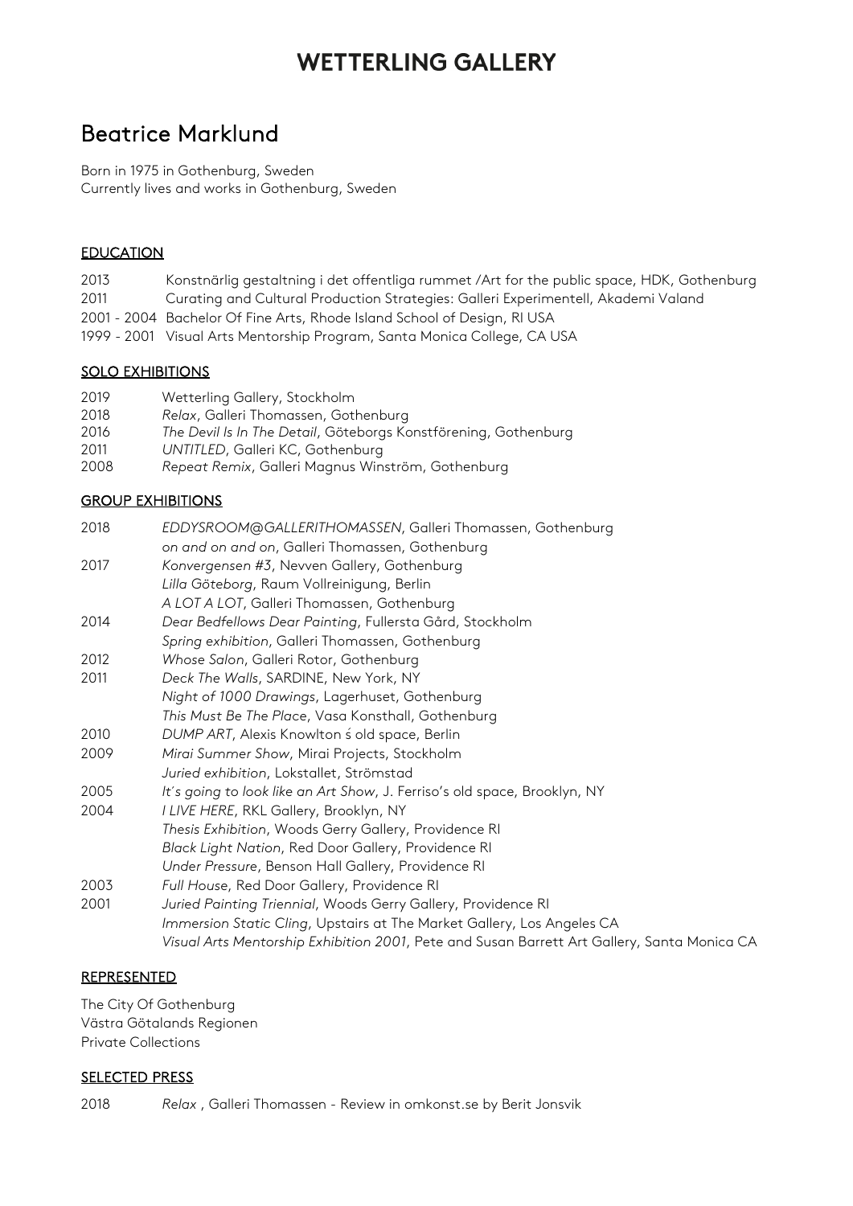# WETTERLING GALLERY

## Beatrice Marklund

Born in 1975 in Gothenburg, Sweden
Currently lives and works in Gothenburg, Sweden

### EDUCATION

2013 Konstnärlig gestaltning i det offentliga rummet /Art for the public space, HDK, Gothenburg
2011 Curating and Cultural Production Strategies: Galleri Experimentell, Akademi Valand
2001 - 2004 Bachelor Of Fine Arts, Rhode Island School of Design, RI USA
1999 - 2001 Visual Arts Mentorship Program, Santa Monica College, CA USA

### SOLO EXHIBITIONS

2019 Wetterling Gallery, Stockholm
2018 *Relax*, Galleri Thomassen, Gothenburg
2016 *The Devil Is In The Detail*, Göteborgs Konstförening, Gothenburg
2011 *UNTITLED*, Galleri KC, Gothenburg
2008 *Repeat Remix*, Galleri Magnus Winström, Gothenburg

### GROUP EXHIBITIONS

2018 *EDDYSROOM@GALLERITHOMASSEN*, Galleri Thomassen, Gothenburg
*on and on and on*, Galleri Thomassen, Gothenburg
2017 *Konvergensen #3*, Nevven Gallery, Gothenburg
*Lilla Göteborg*, Raum Vollreinigung, Berlin
*A LOT A LOT*, Galleri Thomassen, Gothenburg
2014 *Dear Bedfellows Dear Painting*, Fullersta Gård, Stockholm
*Spring exhibition*, Galleri Thomassen, Gothenburg
2012 *Whose Salon*, Galleri Rotor, Gothenburg
2011 *Deck The Walls*, SARDINE, New York, NY
*Night of 1000 Drawings*, Lagerhuset, Gothenburg
*This Must Be The Place*, Vasa Konsthall, Gothenburg
2010 *DUMP ART*, Alexis Knowlton ś old space, Berlin
2009 *Mirai Summer Show*, Mirai Projects, Stockholm
*Juried exhibition*, Lokstallet, Strömstad
2005 *It´s going to look like an Art Show*, J. Ferriso's old space, Brooklyn, NY
2004 *I LIVE HERE*, RKL Gallery, Brooklyn, NY
*Thesis Exhibition*, Woods Gerry Gallery, Providence RI
*Black Light Nation*, Red Door Gallery, Providence RI
*Under Pressure*, Benson Hall Gallery, Providence RI
2003 *Full House*, Red Door Gallery, Providence RI
2001 *Juried Painting Triennial*, Woods Gerry Gallery, Providence RI
*Immersion Static Cling*, Upstairs at The Market Gallery, Los Angeles CA
*Visual Arts Mentorship Exhibition 2001*, Pete and Susan Barrett Art Gallery, Santa Monica CA

### REPRESENTED

The City Of Gothenburg
Västra Götalands Regionen
Private Collections

### SELECTED PRESS

2018 *Relax* , Galleri Thomassen - Review in omkonst.se by Berit Jonsvik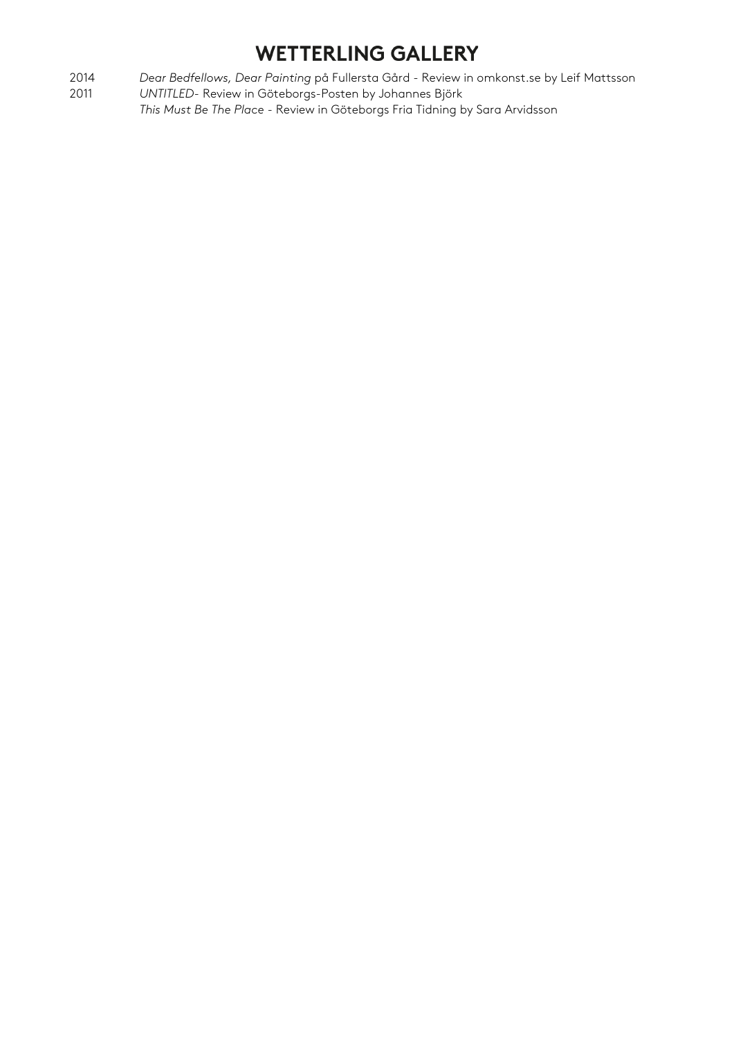2014 *Dear Bedfellows, Dear Painting* på Fullersta Gård - Review in omkonst.se by Leif Mattsson

2011 *UNTITLED*- Review in Göteborgs-Posten by Johannes Björk

*This Must Be The Place* - Review in Göteborgs Fria Tidning by Sara Arvidsson